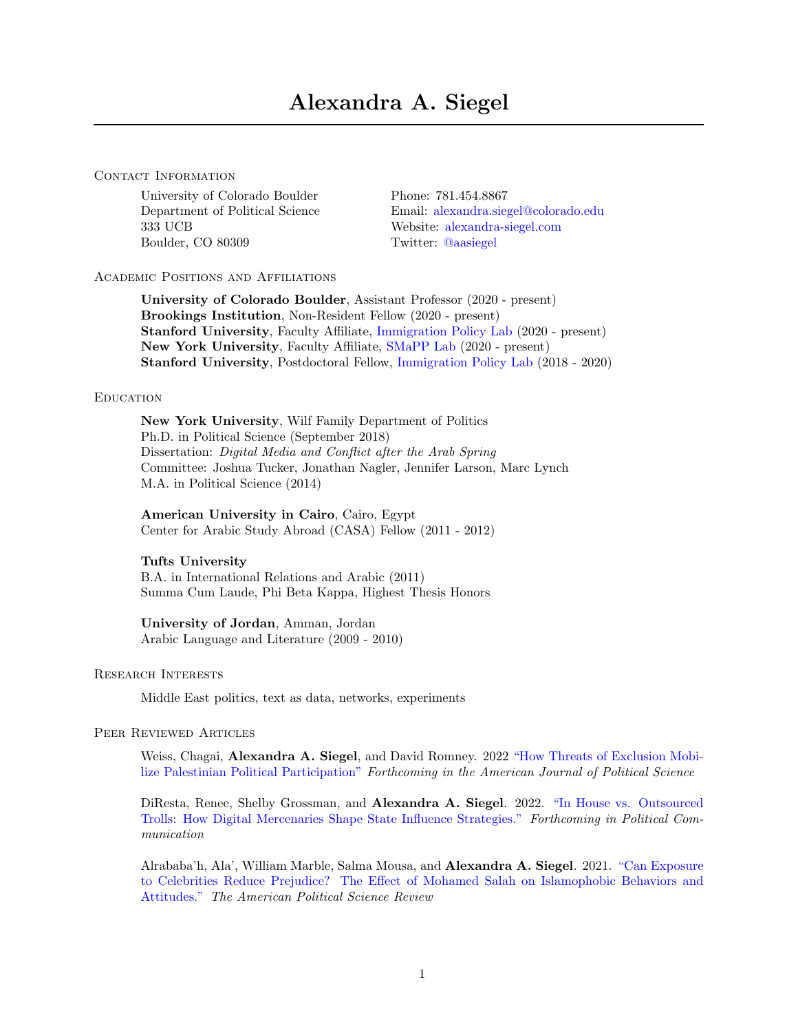# Alexandra A. Siegel

## Contact Information

University of Colorado Boulder
Department of Political Science
333 UCB
Boulder, CO 80309

Phone: 781.454.8867
Email: alexandra.siegel@colorado.edu
Website: alexandra-siegel.com
Twitter: @aasiegel

## Academic Positions and Affiliations

**University of Colorado Boulder**, Assistant Professor (2020 - present)
**Brookings Institution**, Non-Resident Fellow (2020 - present)
**Stanford University**, Faculty Affiliate, Immigration Policy Lab (2020 - present)
**New York University**, Faculty Affiliate, SMaPP Lab (2020 - present)
**Stanford University**, Postdoctoral Fellow, Immigration Policy Lab (2018 - 2020)

## Education

**New York University**, Wilf Family Department of Politics
Ph.D. in Political Science (September 2018)
Dissertation: *Digital Media and Conflict after the Arab Spring*
Committee: Joshua Tucker, Jonathan Nagler, Jennifer Larson, Marc Lynch
M.A. in Political Science (2014)

**American University in Cairo**, Cairo, Egypt
Center for Arabic Study Abroad (CASA) Fellow (2011 - 2012)

**Tufts University**
B.A. in International Relations and Arabic (2011)
Summa Cum Laude, Phi Beta Kappa, Highest Thesis Honors

**University of Jordan**, Amman, Jordan
Arabic Language and Literature (2009 - 2010)

## Research Interests

Middle East politics, text as data, networks, experiments

## Peer Reviewed Articles

Weiss, Chagai, **Alexandra A. Siegel**, and David Romney. 2022 "How Threats of Exclusion Mobilize Palestinian Political Participation" *Forthcoming in the American Journal of Political Science*

DiResta, Renee, Shelby Grossman, and **Alexandra A. Siegel**. 2022. "In House vs. Outsourced Trolls: How Digital Mercenaries Shape State Influence Strategies." *Forthcoming in Political Communication*

Alrababa'h, Ala', William Marble, Salma Mousa, and **Alexandra A. Siegel**. 2021. "Can Exposure to Celebrities Reduce Prejudice? The Effect of Mohamed Salah on Islamophobic Behaviors and Attitudes." *The American Political Science Review*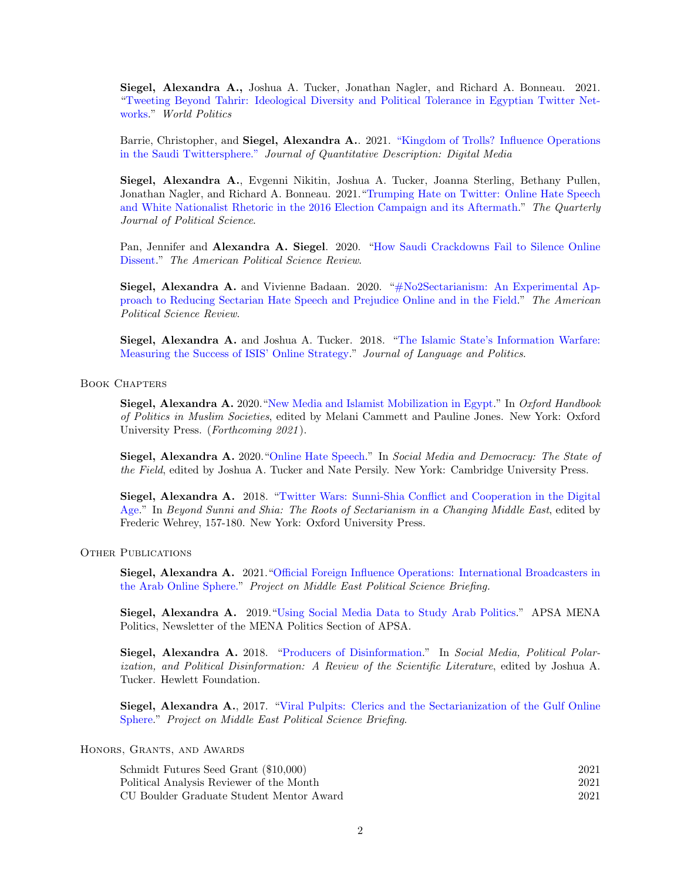**Siegel, Alexandra A.,** Joshua A. Tucker, Jonathan Nagler, and Richard A. Bonneau. 2021. "Tweeting Beyond Tahrir: Ideological Diversity and Political Tolerance in Egyptian Twitter Networks." *World Politics*

Barrie, Christopher, and **Siegel, Alexandra A.**. 2021. "Kingdom of Trolls? Influence Operations in the Saudi Twittersphere." *Journal of Quantitative Description: Digital Media*

**Siegel, Alexandra A.**, Evgenni Nikitin, Joshua A. Tucker, Joanna Sterling, Bethany Pullen, Jonathan Nagler, and Richard A. Bonneau. 2021."Trumping Hate on Twitter: Online Hate Speech and White Nationalist Rhetoric in the 2016 Election Campaign and its Aftermath." *The Quarterly Journal of Political Science*.

Pan, Jennifer and **Alexandra A. Siegel**. 2020. "How Saudi Crackdowns Fail to Silence Online Dissent." *The American Political Science Review*.

**Siegel, Alexandra A.** and Vivienne Badaan. 2020. "#No2Sectarianism: An Experimental Approach to Reducing Sectarian Hate Speech and Prejudice Online and in the Field." *The American Political Science Review*.

**Siegel, Alexandra A.** and Joshua A. Tucker. 2018. "The Islamic State's Information Warfare: Measuring the Success of ISIS' Online Strategy." *Journal of Language and Politics*.

## Book Chapters

**Siegel, Alexandra A.** 2020."New Media and Islamist Mobilization in Egypt." In *Oxford Handbook of Politics in Muslim Societies*, edited by Melani Cammett and Pauline Jones. New York: Oxford University Press. (*Forthcoming 2021*).

**Siegel, Alexandra A.** 2020."Online Hate Speech." In *Social Media and Democracy: The State of the Field*, edited by Joshua A. Tucker and Nate Persily. New York: Cambridge University Press.

**Siegel, Alexandra A.** 2018. "Twitter Wars: Sunni-Shia Conflict and Cooperation in the Digital Age." In *Beyond Sunni and Shia: The Roots of Sectarianism in a Changing Middle East*, edited by Frederic Wehrey, 157-180. New York: Oxford University Press.

## Other Publications

**Siegel, Alexandra A.** 2021."Official Foreign Influence Operations: International Broadcasters in the Arab Online Sphere." *Project on Middle East Political Science Briefing.*

**Siegel, Alexandra A.** 2019."Using Social Media Data to Study Arab Politics." APSA MENA Politics, Newsletter of the MENA Politics Section of APSA.

**Siegel, Alexandra A.** 2018. "Producers of Disinformation." In *Social Media, Political Polarization, and Political Disinformation: A Review of the Scientific Literature*, edited by Joshua A. Tucker. Hewlett Foundation.

**Siegel, Alexandra A.**, 2017. "Viral Pulpits: Clerics and the Sectarianization of the Gulf Online Sphere." *Project on Middle East Political Science Briefing*.

## Honors, Grants, and Awards

| | |
|---|---|
| Schmidt Futures Seed Grant ($10,000) | 2021 |
| Political Analysis Reviewer of the Month | 2021 |
| CU Boulder Graduate Student Mentor Award | 2021 |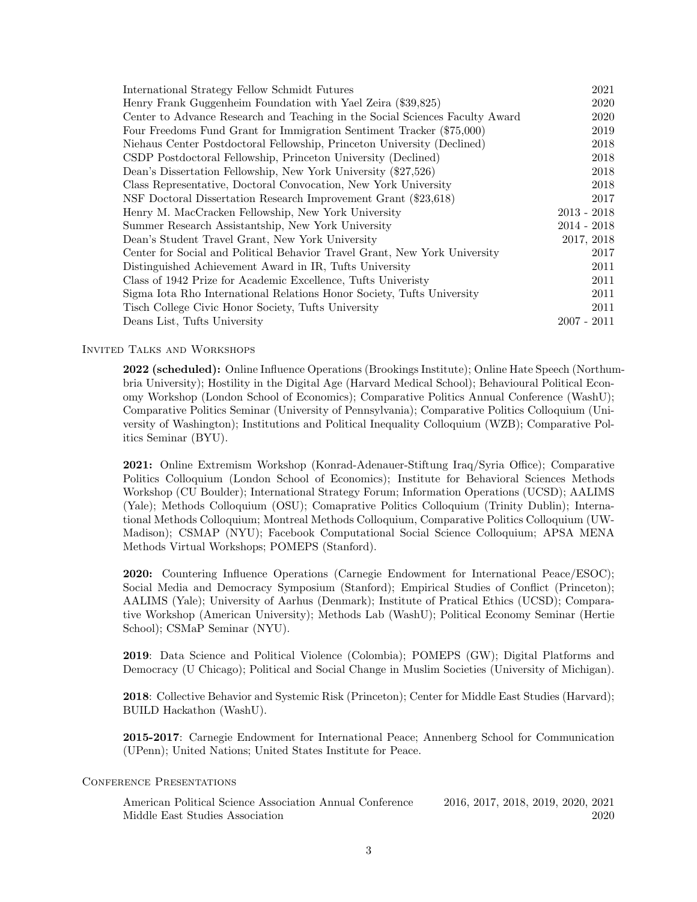| | |
|---|---|
| International Strategy Fellow Schmidt Futures | 2021 |
| Henry Frank Guggenheim Foundation with Yael Zeira ($39,825) | 2020 |
| Center to Advance Research and Teaching in the Social Sciences Faculty Award | 2020 |
| Four Freedoms Fund Grant for Immigration Sentiment Tracker ($75,000) | 2019 |
| Niehaus Center Postdoctoral Fellowship, Princeton University (Declined) | 2018 |
| CSDP Postdoctoral Fellowship, Princeton University (Declined) | 2018 |
| Dean's Dissertation Fellowship, New York University ($27,526) | 2018 |
| Class Representative, Doctoral Convocation, New York University | 2018 |
| NSF Doctoral Dissertation Research Improvement Grant ($23,618) | 2017 |
| Henry M. MacCracken Fellowship, New York University | 2013 - 2018 |
| Summer Research Assistantship, New York University | 2014 - 2018 |
| Dean's Student Travel Grant, New York University | 2017, 2018 |
| Center for Social and Political Behavior Travel Grant, New York University | 2017 |
| Distinguished Achievement Award in IR, Tufts University | 2011 |
| Class of 1942 Prize for Academic Excellence, Tufts Univeristy | 2011 |
| Sigma Iota Rho International Relations Honor Society, Tufts University | 2011 |
| Tisch College Civic Honor Society, Tufts University | 2011 |
| Deans List, Tufts University | 2007 - 2011 |

## Invited Talks and Workshops

**2022 (scheduled):** Online Influence Operations (Brookings Institute); Online Hate Speech (Northumbria University); Hostility in the Digital Age (Harvard Medical School); Behavioural Political Economy Workshop (London School of Economics); Comparative Politics Annual Conference (WashU); Comparative Politics Seminar (University of Pennsylvania); Comparative Politics Colloquium (University of Washington); Institutions and Political Inequality Colloquium (WZB); Comparative Politics Seminar (BYU).

**2021:** Online Extremism Workshop (Konrad-Adenauer-Stiftung Iraq/Syria Office); Comparative Politics Colloquium (London School of Economics); Institute for Behavioral Sciences Methods Workshop (CU Boulder); International Strategy Forum; Information Operations (UCSD); AALIMS (Yale); Methods Colloquium (OSU); Comaprative Politics Colloquium (Trinity Dublin); International Methods Colloquium; Montreal Methods Colloquium, Comparative Politics Colloquium (UW-Madison); CSMAP (NYU); Facebook Computational Social Science Colloquium; APSA MENA Methods Virtual Workshops; POMEPS (Stanford).

**2020:** Countering Influence Operations (Carnegie Endowment for International Peace/ESOC); Social Media and Democracy Symposium (Stanford); Empirical Studies of Conflict (Princeton); AALIMS (Yale); University of Aarhus (Denmark); Institute of Pratical Ethics (UCSD); Comparative Workshop (American University); Methods Lab (WashU); Political Economy Seminar (Hertie School); CSMaP Seminar (NYU).

**2019**: Data Science and Political Violence (Colombia); POMEPS (GW); Digital Platforms and Democracy (U Chicago); Political and Social Change in Muslim Societies (University of Michigan).

**2018**: Collective Behavior and Systemic Risk (Princeton); Center for Middle East Studies (Harvard); BUILD Hackathon (WashU).

**2015-2017**: Carnegie Endowment for International Peace; Annenberg School for Communication (UPenn); United Nations; United States Institute for Peace.

## Conference Presentations

| | |
|---|---|
| American Political Science Association Annual Conference | 2016, 2017, 2018, 2019, 2020, 2021 |
| Middle East Studies Association | 2020 |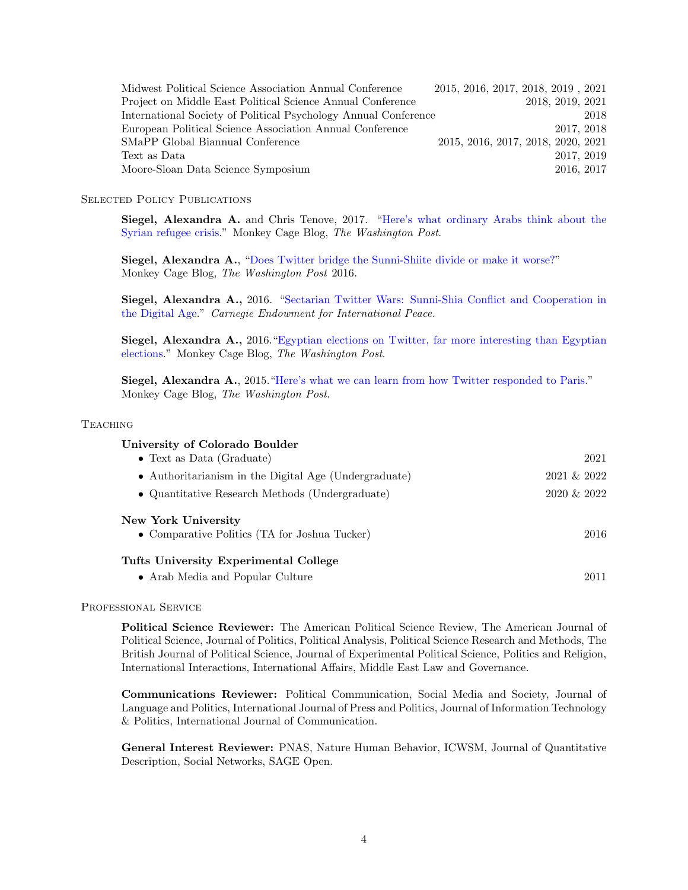| | |
|---|---|
| Midwest Political Science Association Annual Conference | 2015, 2016, 2017, 2018, 2019 , 2021 |
| Project on Middle East Political Science Annual Conference | 2018, 2019, 2021 |
| International Society of Political Psychology Annual Conference | 2018 |
| European Political Science Association Annual Conference | 2017, 2018 |
| SMaPP Global Biannual Conference | 2015, 2016, 2017, 2018, 2020, 2021 |
| Text as Data | 2017, 2019 |
| Moore-Sloan Data Science Symposium | 2016, 2017 |

## Selected Policy Publications

**Siegel, Alexandra A.** and Chris Tenove, 2017. "Here's what ordinary Arabs think about the Syrian refugee crisis." Monkey Cage Blog, *The Washington Post*.

**Siegel, Alexandra A.**, "Does Twitter bridge the Sunni-Shiite divide or make it worse?" Monkey Cage Blog, *The Washington Post* 2016.

**Siegel, Alexandra A.,** 2016. "Sectarian Twitter Wars: Sunni-Shia Conflict and Cooperation in the Digital Age." *Carnegie Endowment for International Peace.*

**Siegel, Alexandra A.,** 2016."Egyptian elections on Twitter, far more interesting than Egyptian elections." Monkey Cage Blog, *The Washington Post*.

**Siegel, Alexandra A.**, 2015."Here's what we can learn from how Twitter responded to Paris." Monkey Cage Blog, *The Washington Post*.

## Teaching

**University of Colorado Boulder**

- Text as Data (Graduate) — 2021
- Authoritarianism in the Digital Age (Undergraduate) — 2021 & 2022
- Quantitative Research Methods (Undergraduate) — 2020 & 2022

**New York University**

- Comparative Politics (TA for Joshua Tucker) — 2016

**Tufts University Experimental College**

- Arab Media and Popular Culture — 2011

## Professional Service

**Political Science Reviewer:** The American Political Science Review, The American Journal of Political Science, Journal of Politics, Political Analysis, Political Science Research and Methods, The British Journal of Political Science, Journal of Experimental Political Science, Politics and Religion, International Interactions, International Affairs, Middle East Law and Governance.

**Communications Reviewer:** Political Communication, Social Media and Society, Journal of Language and Politics, International Journal of Press and Politics, Journal of Information Technology & Politics, International Journal of Communication.

**General Interest Reviewer:** PNAS, Nature Human Behavior, ICWSM, Journal of Quantitative Description, Social Networks, SAGE Open.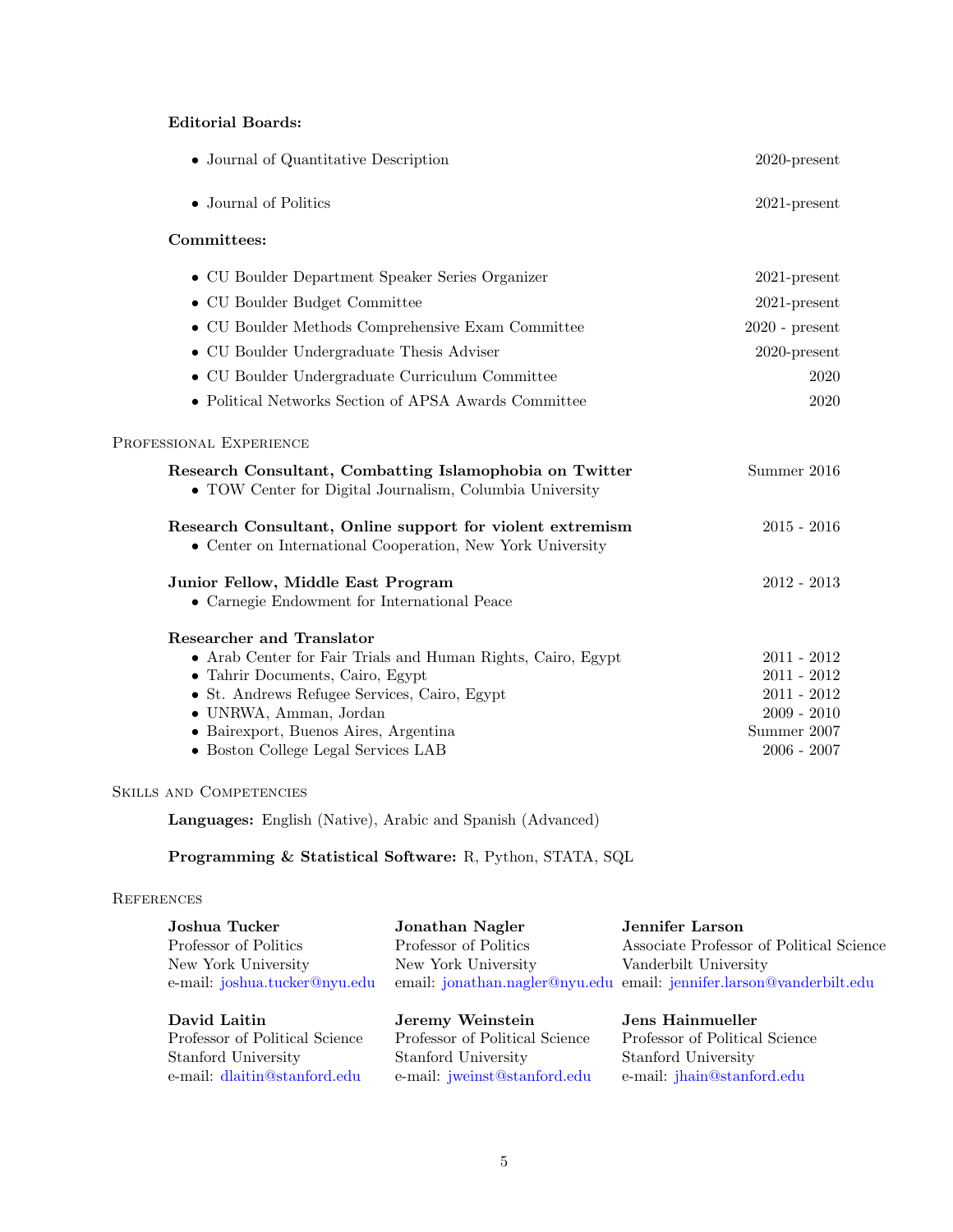**Editorial Boards:**

- Journal of Quantitative Description 2020-present
- Journal of Politics 2021-present

**Committees:**

- CU Boulder Department Speaker Series Organizer 2021-present
- CU Boulder Budget Committee 2021-present
- CU Boulder Methods Comprehensive Exam Committee 2020 - present
- CU Boulder Undergraduate Thesis Adviser 2020-present
- CU Boulder Undergraduate Curriculum Committee 2020
- Political Networks Section of APSA Awards Committee 2020

## Professional Experience

**Research Consultant, Combatting Islamophobia on Twitter** Summer 2016
- TOW Center for Digital Journalism, Columbia University

**Research Consultant, Online support for violent extremism** 2015 - 2016
- Center on International Cooperation, New York University

**Junior Fellow, Middle East Program** 2012 - 2013
- Carnegie Endowment for International Peace

**Researcher and Translator**
- Arab Center for Fair Trials and Human Rights, Cairo, Egypt 2011 - 2012
- Tahrir Documents, Cairo, Egypt 2011 - 2012
- St. Andrews Refugee Services, Cairo, Egypt 2011 - 2012
- UNRWA, Amman, Jordan 2009 - 2010
- Bairexport, Buenos Aires, Argentina Summer 2007
- Boston College Legal Services LAB 2006 - 2007

## Skills and Competencies

**Languages:** English (Native), Arabic and Spanish (Advanced)

**Programming & Statistical Software:** R, Python, STATA, SQL

## References

**Joshua Tucker**
Professor of Politics
New York University
e-mail: joshua.tucker@nyu.edu

**Jonathan Nagler**
Professor of Politics
New York University
email: jonathan.nagler@nyu.edu

**Jennifer Larson**
Associate Professor of Political Science
Vanderbilt University
email: jennifer.larson@vanderbilt.edu

**David Laitin**
Professor of Political Science
Stanford University
e-mail: dlaitin@stanford.edu

**Jeremy Weinstein**
Professor of Political Science
Stanford University
e-mail: jweinst@stanford.edu

**Jens Hainmueller**
Professor of Political Science
Stanford University
e-mail: jhain@stanford.edu